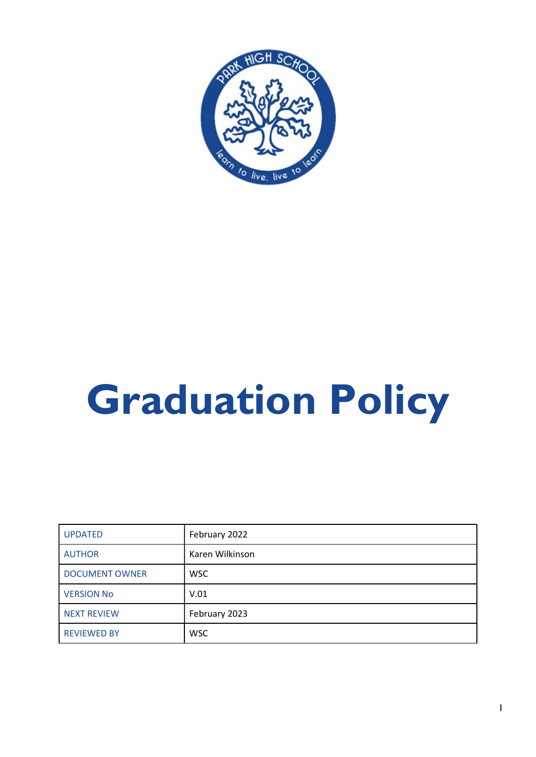# Graduation Policy

| UPDATED | February 2022 |
|---|---|
| AUTHOR | Karen Wilkinson |
| DOCUMENT OWNER | WSC |
| VERSION No | V.01 |
| NEXT REVIEW | February 2023 |
| REVIEWED BY | WSC |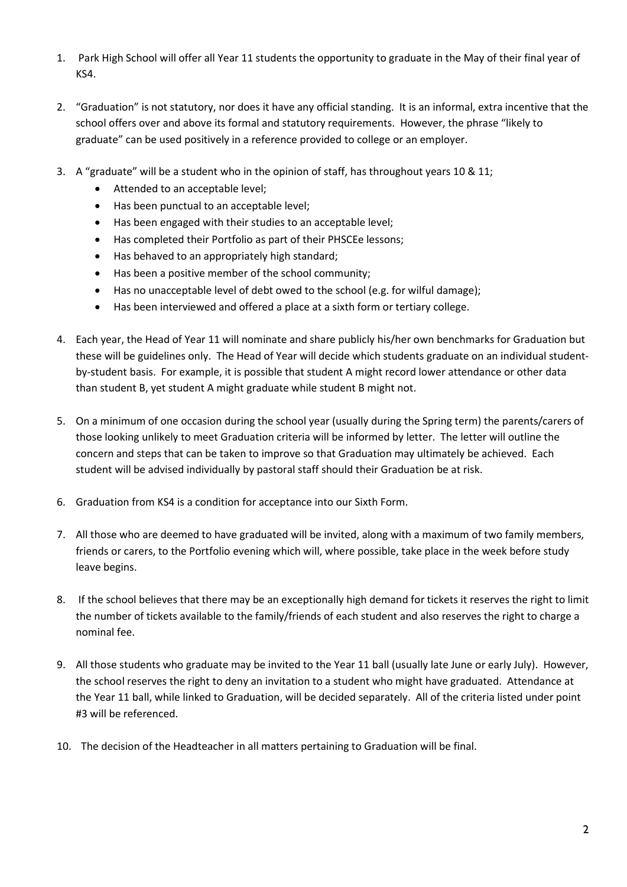1. Park High School will offer all Year 11 students the opportunity to graduate in the May of their final year of KS4.

2. "Graduation" is not statutory, nor does it have any official standing. It is an informal, extra incentive that the school offers over and above its formal and statutory requirements. However, the phrase "likely to graduate" can be used positively in a reference provided to college or an employer.

3. A "graduate" will be a student who in the opinion of staff, has throughout years 10 & 11;
   - Attended to an acceptable level;
   - Has been punctual to an acceptable level;
   - Has been engaged with their studies to an acceptable level;
   - Has completed their Portfolio as part of their PHSCEe lessons;
   - Has behaved to an appropriately high standard;
   - Has been a positive member of the school community;
   - Has no unacceptable level of debt owed to the school (e.g. for wilful damage);
   - Has been interviewed and offered a place at a sixth form or tertiary college.

4. Each year, the Head of Year 11 will nominate and share publicly his/her own benchmarks for Graduation but these will be guidelines only. The Head of Year will decide which students graduate on an individual student-by-student basis. For example, it is possible that student A might record lower attendance or other data than student B, yet student A might graduate while student B might not.

5. On a minimum of one occasion during the school year (usually during the Spring term) the parents/carers of those looking unlikely to meet Graduation criteria will be informed by letter. The letter will outline the concern and steps that can be taken to improve so that Graduation may ultimately be achieved. Each student will be advised individually by pastoral staff should their Graduation be at risk.

6. Graduation from KS4 is a condition for acceptance into our Sixth Form.

7. All those who are deemed to have graduated will be invited, along with a maximum of two family members, friends or carers, to the Portfolio evening which will, where possible, take place in the week before study leave begins.

8. If the school believes that there may be an exceptionally high demand for tickets it reserves the right to limit the number of tickets available to the family/friends of each student and also reserves the right to charge a nominal fee.

9. All those students who graduate may be invited to the Year 11 ball (usually late June or early July). However, the school reserves the right to deny an invitation to a student who might have graduated. Attendance at the Year 11 ball, while linked to Graduation, will be decided separately. All of the criteria listed under point #3 will be referenced.

10. The decision of the Headteacher in all matters pertaining to Graduation will be final.